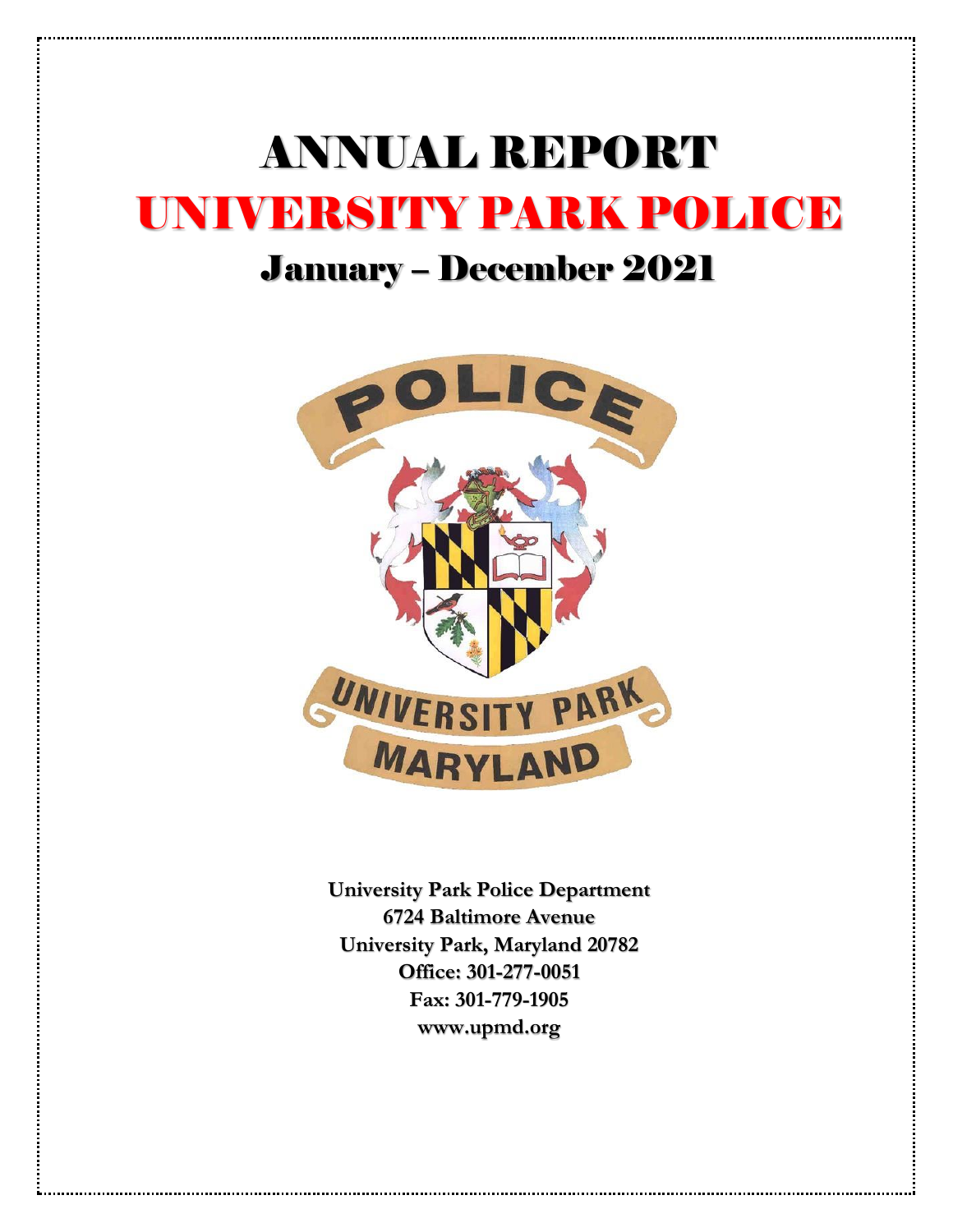# ANNUAL REPORT

# UNIVERSITY PARK POLICE

## January – December 2021

**University Park Police Department**
**6724 Baltimore Avenue**
**University Park, Maryland 20782**
**Office: 301-277-0051**
**Fax: 301-779-1905**
**www.upmd.org**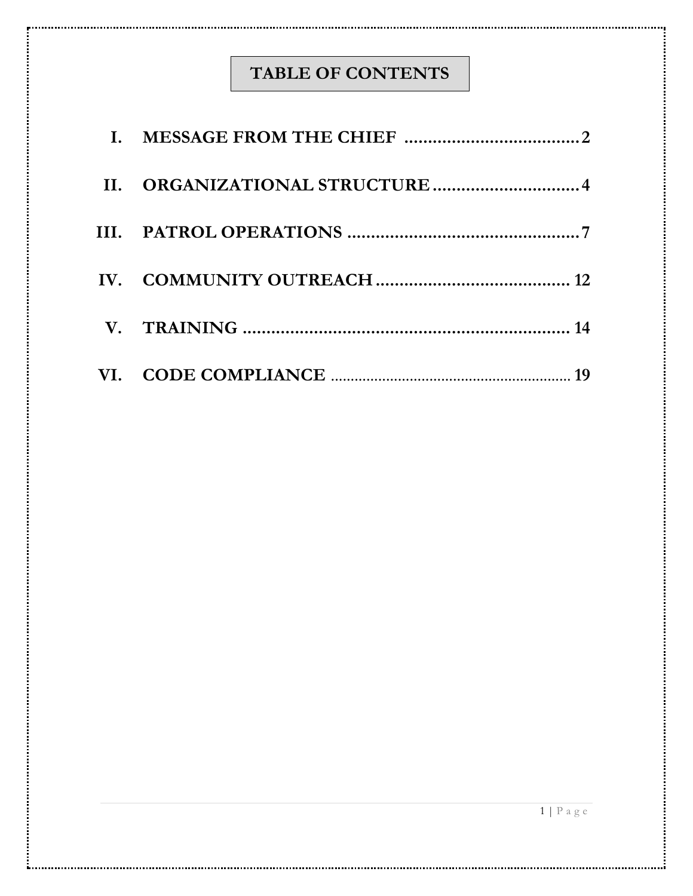# TABLE OF CONTENTS

I. MESSAGE FROM THE CHIEF .................................... 2

II. ORGANIZATIONAL STRUCTURE .............................. 4

III. PATROL OPERATIONS ................................................ 7

IV. COMMUNITY OUTREACH ........................................ 12

V. TRAINING ...................................................................... 14

VI. CODE COMPLIANCE ........................................................ 19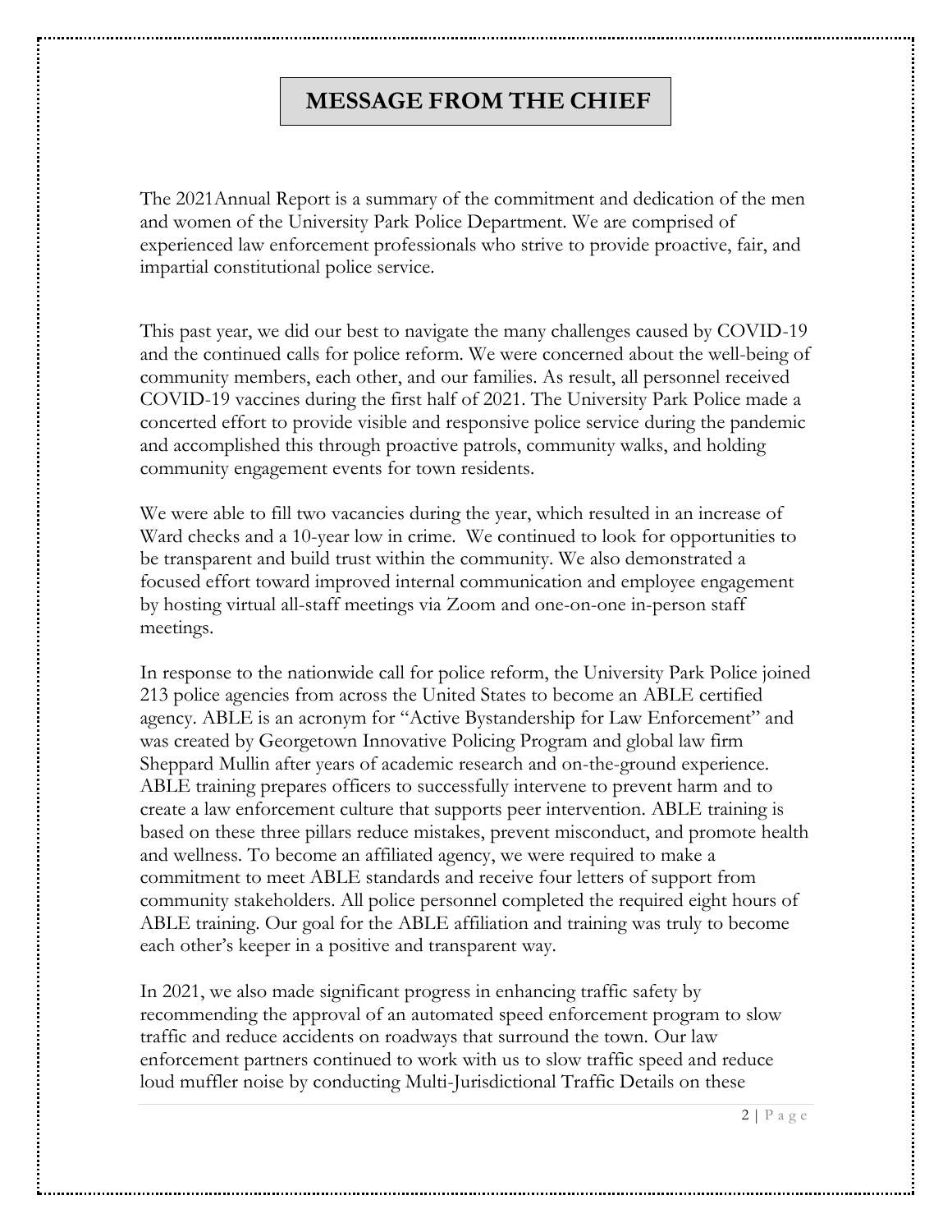# MESSAGE FROM THE CHIEF

The 2021Annual Report is a summary of the commitment and dedication of the men and women of the University Park Police Department. We are comprised of experienced law enforcement professionals who strive to provide proactive, fair, and impartial constitutional police service.

This past year, we did our best to navigate the many challenges caused by COVID-19 and the continued calls for police reform. We were concerned about the well-being of community members, each other, and our families. As result, all personnel received COVID-19 vaccines during the first half of 2021. The University Park Police made a concerted effort to provide visible and responsive police service during the pandemic and accomplished this through proactive patrols, community walks, and holding community engagement events for town residents.

We were able to fill two vacancies during the year, which resulted in an increase of Ward checks and a 10-year low in crime. We continued to look for opportunities to be transparent and build trust within the community. We also demonstrated a focused effort toward improved internal communication and employee engagement by hosting virtual all-staff meetings via Zoom and one-on-one in-person staff meetings.

In response to the nationwide call for police reform, the University Park Police joined 213 police agencies from across the United States to become an ABLE certified agency. ABLE is an acronym for "Active Bystandership for Law Enforcement" and was created by Georgetown Innovative Policing Program and global law firm Sheppard Mullin after years of academic research and on-the-ground experience. ABLE training prepares officers to successfully intervene to prevent harm and to create a law enforcement culture that supports peer intervention. ABLE training is based on these three pillars reduce mistakes, prevent misconduct, and promote health and wellness. To become an affiliated agency, we were required to make a commitment to meet ABLE standards and receive four letters of support from community stakeholders. All police personnel completed the required eight hours of ABLE training. Our goal for the ABLE affiliation and training was truly to become each other's keeper in a positive and transparent way.

In 2021, we also made significant progress in enhancing traffic safety by recommending the approval of an automated speed enforcement program to slow traffic and reduce accidents on roadways that surround the town. Our law enforcement partners continued to work with us to slow traffic speed and reduce loud muffler noise by conducting Multi-Jurisdictional Traffic Details on these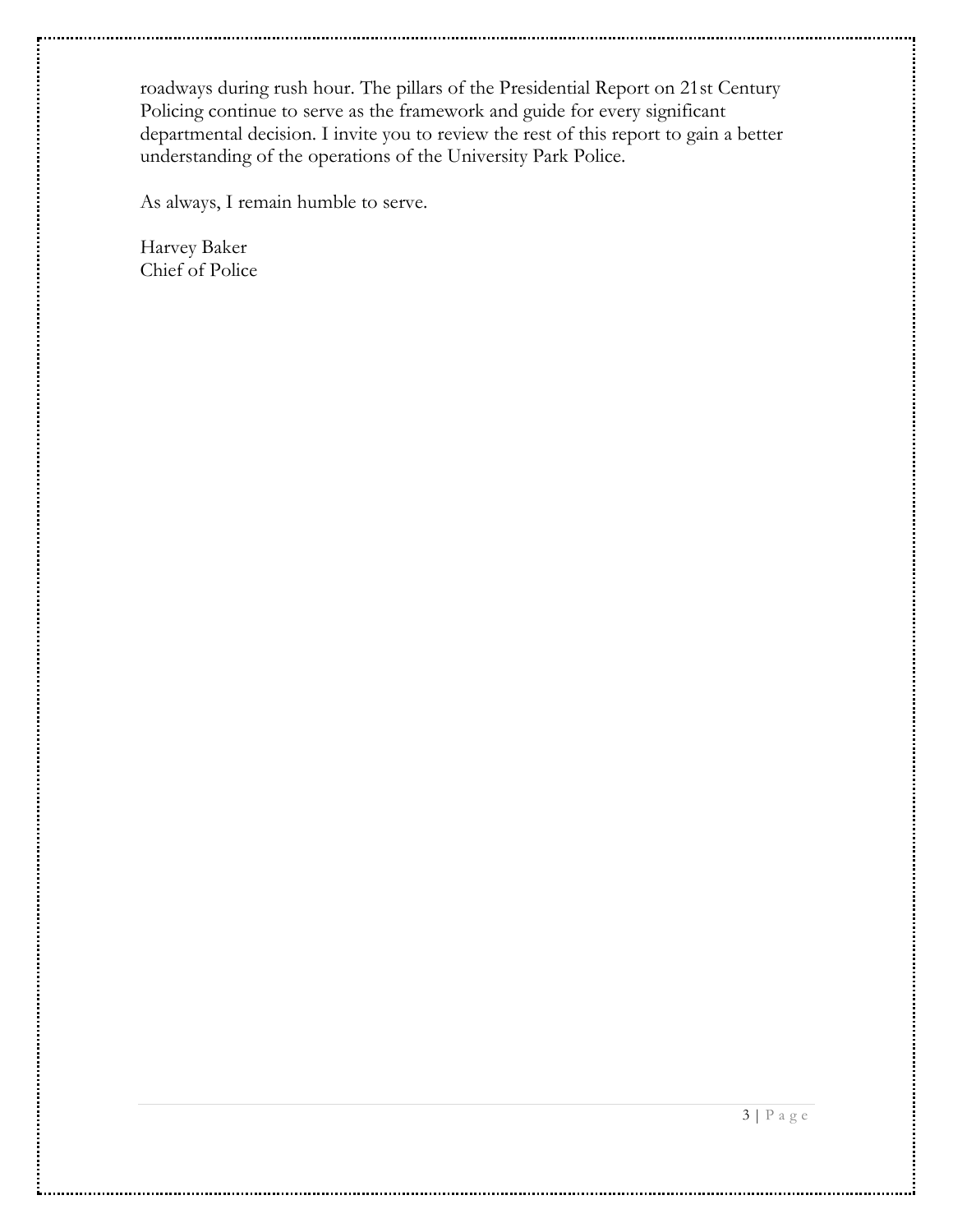roadways during rush hour. The pillars of the Presidential Report on 21st Century Policing continue to serve as the framework and guide for every significant departmental decision. I invite you to review the rest of this report to gain a better understanding of the operations of the University Park Police.

As always, I remain humble to serve.

Harvey Baker
Chief of Police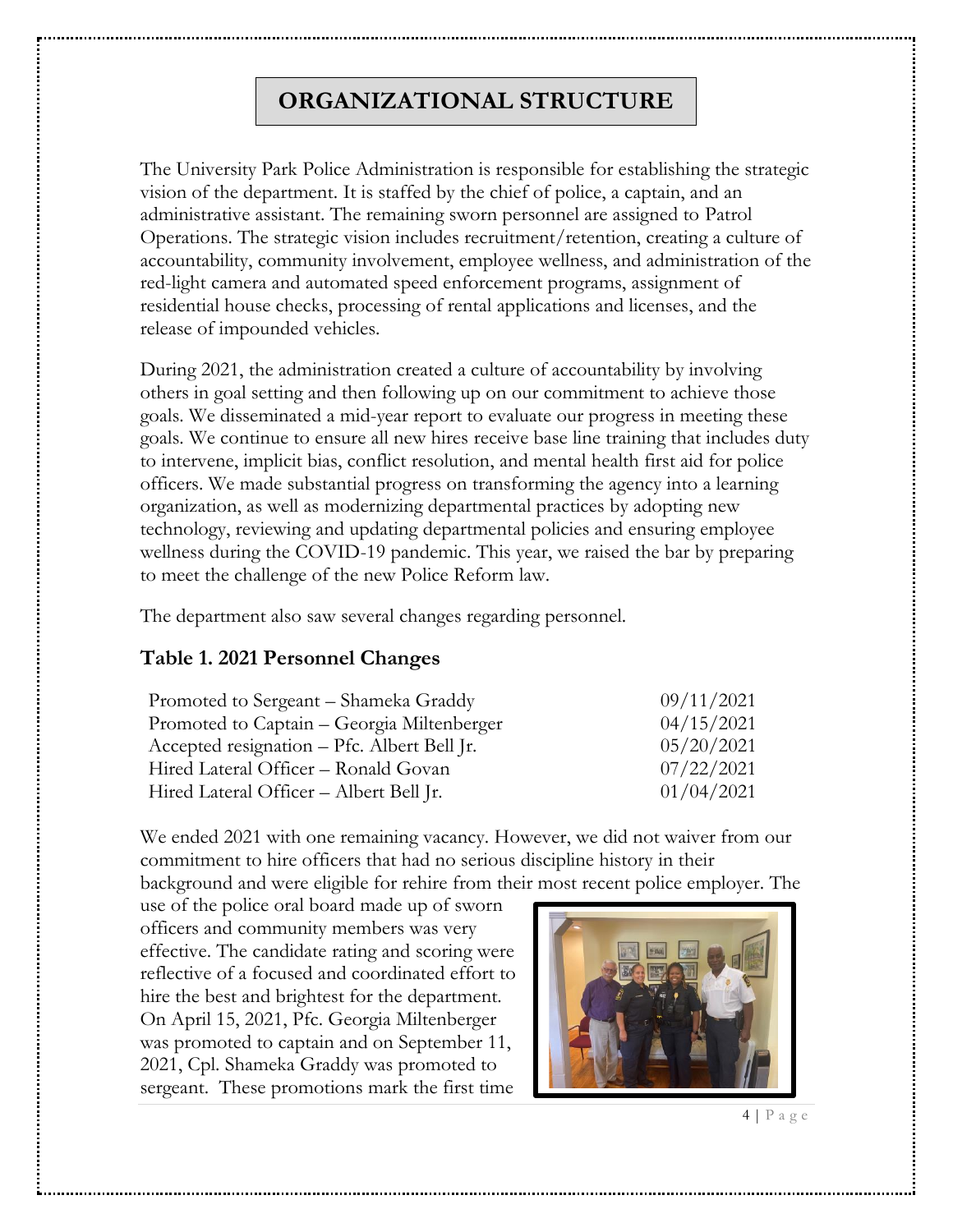# ORGANIZATIONAL STRUCTURE

The University Park Police Administration is responsible for establishing the strategic vision of the department. It is staffed by the chief of police, a captain, and an administrative assistant. The remaining sworn personnel are assigned to Patrol Operations. The strategic vision includes recruitment/retention, creating a culture of accountability, community involvement, employee wellness, and administration of the red-light camera and automated speed enforcement programs, assignment of residential house checks, processing of rental applications and licenses, and the release of impounded vehicles.

During 2021, the administration created a culture of accountability by involving others in goal setting and then following up on our commitment to achieve those goals. We disseminated a mid-year report to evaluate our progress in meeting these goals. We continue to ensure all new hires receive base line training that includes duty to intervene, implicit bias, conflict resolution, and mental health first aid for police officers. We made substantial progress on transforming the agency into a learning organization, as well as modernizing departmental practices by adopting new technology, reviewing and updating departmental policies and ensuring employee wellness during the COVID-19 pandemic. This year, we raised the bar by preparing to meet the challenge of the new Police Reform law.

The department also saw several changes regarding personnel.

### Table 1. 2021 Personnel Changes

| | |
|---|---|
| Promoted to Sergeant – Shameka Graddy | 09/11/2021 |
| Promoted to Captain – Georgia Miltenberger | 04/15/2021 |
| Accepted resignation – Pfc. Albert Bell Jr. | 05/20/2021 |
| Hired Lateral Officer – Ronald Govan | 07/22/2021 |
| Hired Lateral Officer – Albert Bell Jr. | 01/04/2021 |

We ended 2021 with one remaining vacancy. However, we did not waiver from our commitment to hire officers that had no serious discipline history in their background and were eligible for rehire from their most recent police employer. The use of the police oral board made up of sworn officers and community members was very effective. The candidate rating and scoring were reflective of a focused and coordinated effort to hire the best and brightest for the department. On April 15, 2021, Pfc. Georgia Miltenberger was promoted to captain and on September 11, 2021, Cpl. Shameka Graddy was promoted to sergeant. These promotions mark the first time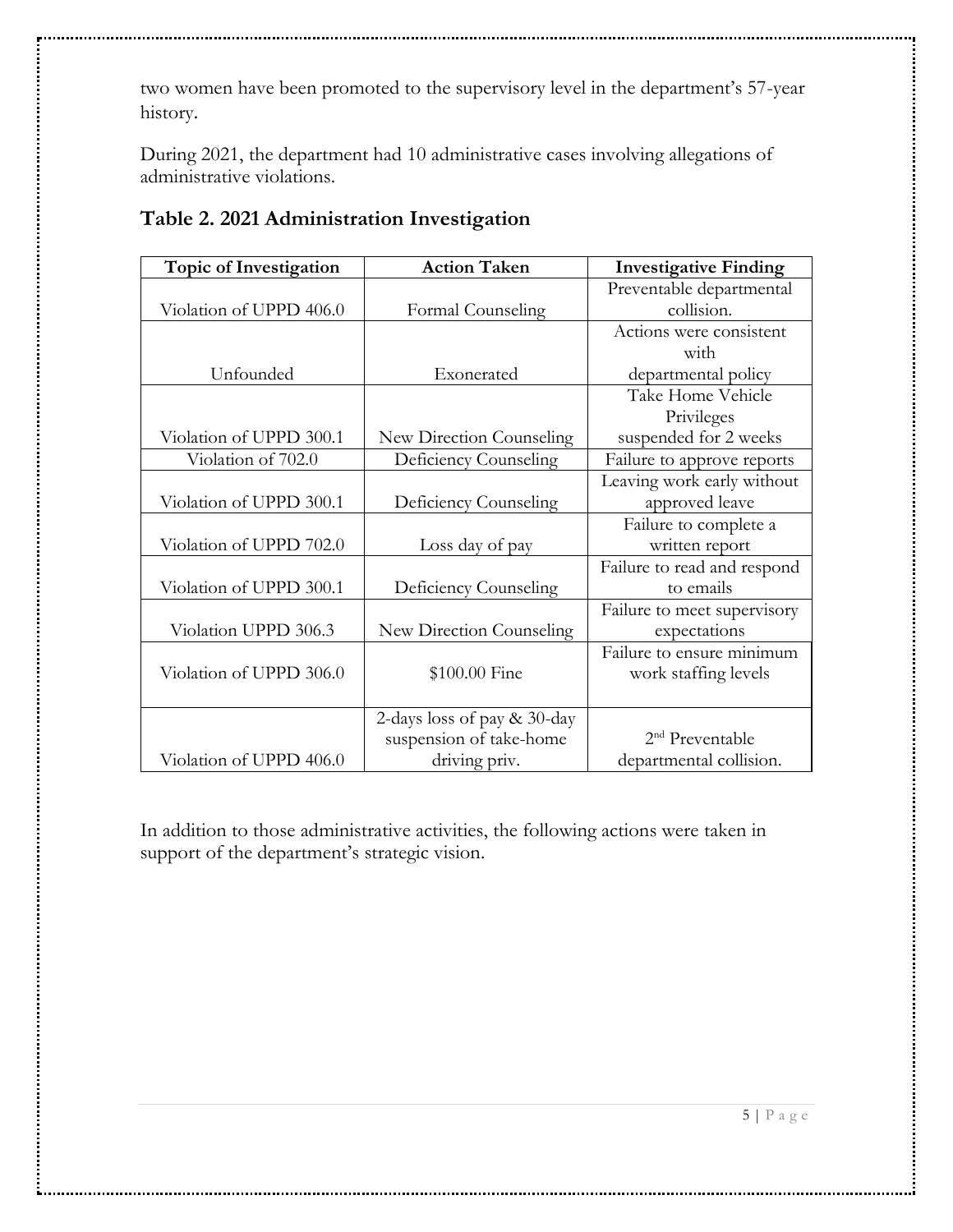two women have been promoted to the supervisory level in the department's 57-year history.

During 2021, the department had 10 administrative cases involving allegations of administrative violations.

## Table 2. 2021 Administration Investigation

| Topic of Investigation | Action Taken | Investigative Finding |
|---|---|---|
| Violation of UPPD 406.0 | Formal Counseling | Preventable departmental collision. |
| Unfounded | Exonerated | Actions were consistent with departmental policy |
| Violation of UPPD 300.1 | New Direction Counseling | Take Home Vehicle Privileges suspended for 2 weeks |
| Violation of 702.0 | Deficiency Counseling | Failure to approve reports |
| Violation of UPPD 300.1 | Deficiency Counseling | Leaving work early without approved leave |
| Violation of UPPD 702.0 | Loss day of pay | Failure to complete a written report |
| Violation of UPPD 300.1 | Deficiency Counseling | Failure to read and respond to emails |
| Violation UPPD 306.3 | New Direction Counseling | Failure to meet supervisory expectations |
| Violation of UPPD 306.0 | $100.00 Fine | Failure to ensure minimum work staffing levels |
| Violation of UPPD 406.0 | 2-days loss of pay & 30-day suspension of take-home driving priv. | 2nd Preventable departmental collision. |

In addition to those administrative activities, the following actions were taken in support of the department's strategic vision.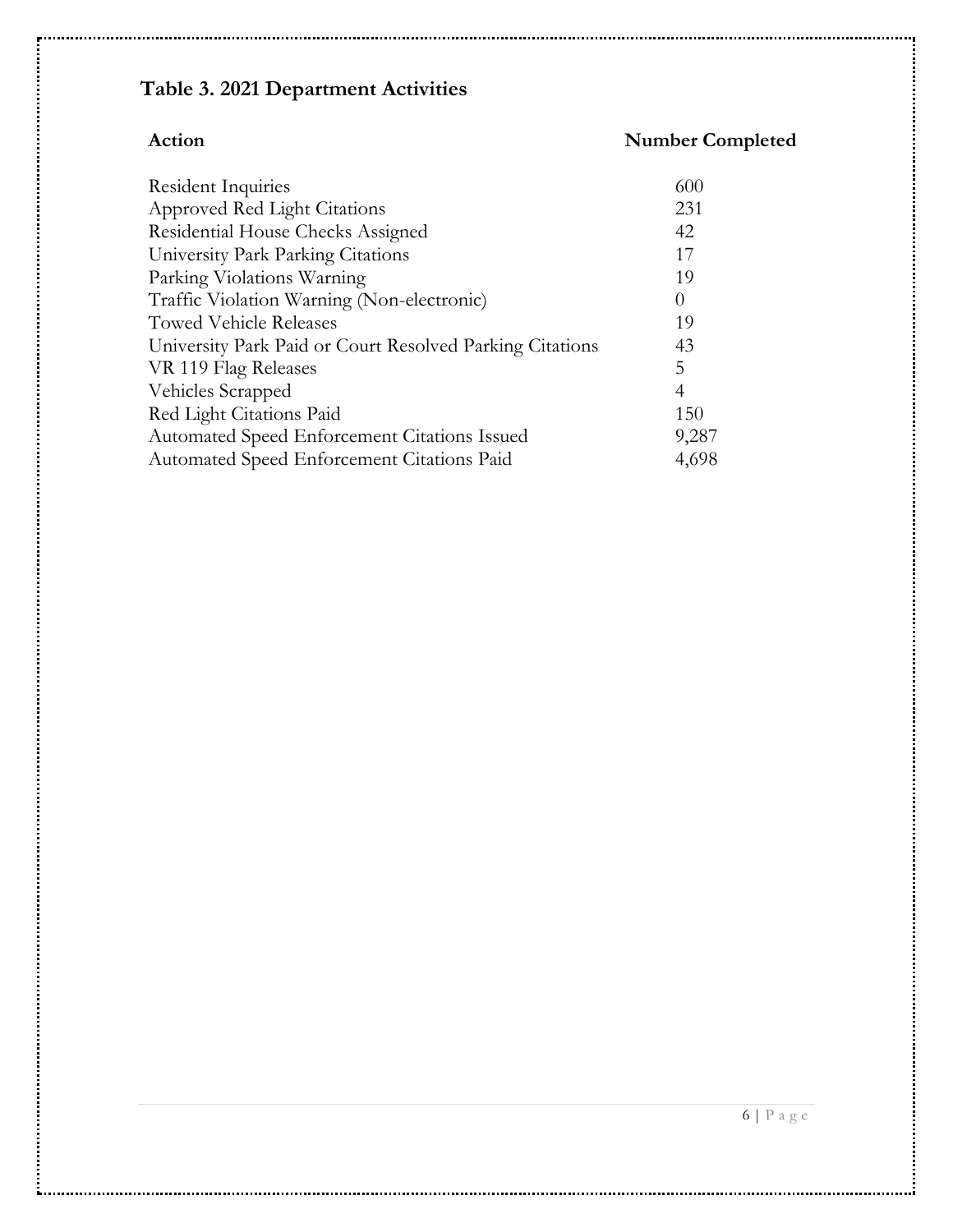**Table 3. 2021 Department Activities**

| Action | Number Completed |
| --- | --- |
| Resident Inquiries | 600 |
| Approved Red Light Citations | 231 |
| Residential House Checks Assigned | 42 |
| University Park Parking Citations | 17 |
| Parking Violations Warning | 19 |
| Traffic Violation Warning (Non-electronic) | 0 |
| Towed Vehicle Releases | 19 |
| University Park Paid or Court Resolved Parking Citations | 43 |
| VR 119 Flag Releases | 5 |
| Vehicles Scrapped | 4 |
| Red Light Citations Paid | 150 |
| Automated Speed Enforcement Citations Issued | 9,287 |
| Automated Speed Enforcement Citations Paid | 4,698 |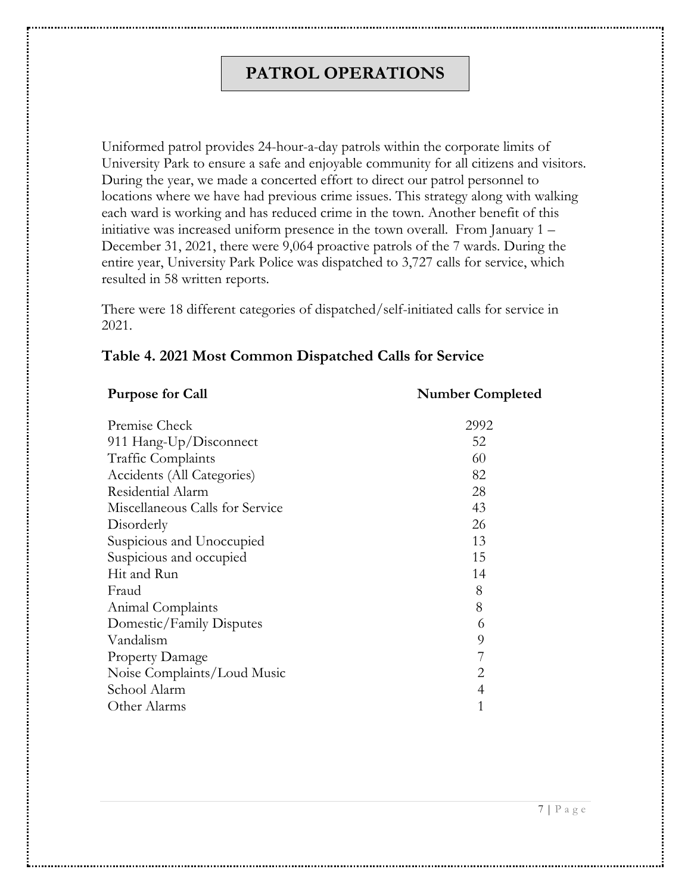# PATROL OPERATIONS

Uniformed patrol provides 24-hour-a-day patrols within the corporate limits of University Park to ensure a safe and enjoyable community for all citizens and visitors. During the year, we made a concerted effort to direct our patrol personnel to locations where we have had previous crime issues. This strategy along with walking each ward is working and has reduced crime in the town. Another benefit of this initiative was increased uniform presence in the town overall. From January 1 – December 31, 2021, there were 9,064 proactive patrols of the 7 wards. During the entire year, University Park Police was dispatched to 3,727 calls for service, which resulted in 58 written reports.

There were 18 different categories of dispatched/self-initiated calls for service in 2021.

### Table 4. 2021 Most Common Dispatched Calls for Service

| Purpose for Call | Number Completed |
|---|---|
| Premise Check | 2992 |
| 911 Hang-Up/Disconnect | 52 |
| Traffic Complaints | 60 |
| Accidents (All Categories) | 82 |
| Residential Alarm | 28 |
| Miscellaneous Calls for Service | 43 |
| Disorderly | 26 |
| Suspicious and Unoccupied | 13 |
| Suspicious and occupied | 15 |
| Hit and Run | 14 |
| Fraud | 8 |
| Animal Complaints | 8 |
| Domestic/Family Disputes | 6 |
| Vandalism | 9 |
| Property Damage | 7 |
| Noise Complaints/Loud Music | 2 |
| School Alarm | 4 |
| Other Alarms | 1 |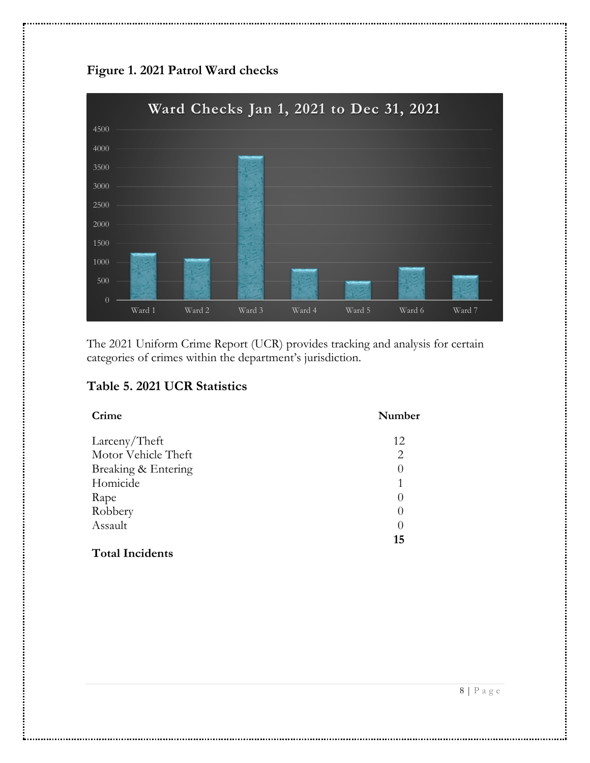**Figure 1. 2021 Patrol Ward checks**

The 2021 Uniform Crime Report (UCR) provides tracking and analysis for certain categories of crimes within the department's jurisdiction.

## Table 5. 2021 UCR Statistics

| Crime | Number |
|---|---|
| Larceny/Theft | 12 |
| Motor Vehicle Theft | 2 |
| Breaking & Entering | 0 |
| Homicide | 1 |
| Rape | 0 |
| Robbery | 0 |
| Assault | 0 |
| **Total Incidents** | **15** |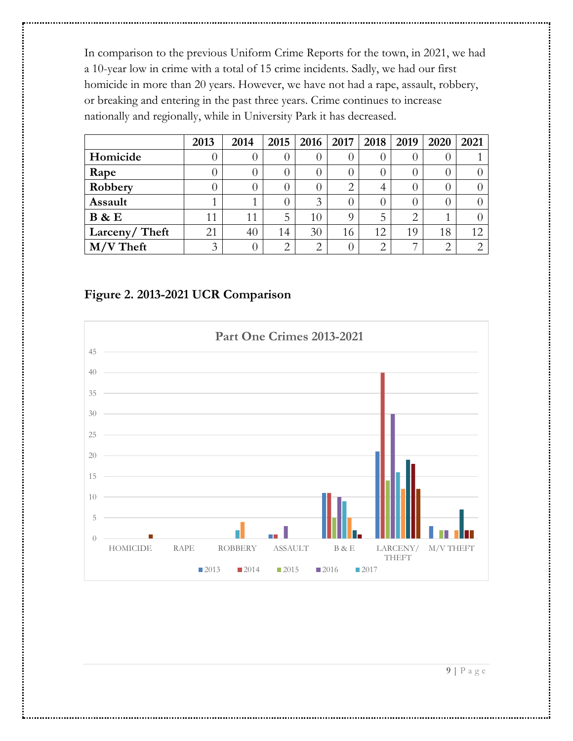In comparison to the previous Uniform Crime Reports for the town, in 2021, we had a 10-year low in crime with a total of 15 crime incidents. Sadly, we had our first homicide in more than 20 years. However, we have not had a rape, assault, robbery, or breaking and entering in the past three years. Crime continues to increase nationally and regionally, while in University Park it has decreased.

| | 2013 | 2014 | 2015 | 2016 | 2017 | 2018 | 2019 | 2020 | 2021 |
|---|---|---|---|---|---|---|---|---|---|
| **Homicide** | 0 | 0 | 0 | 0 | 0 | 0 | 0 | 0 | 1 |
| **Rape** | 0 | 0 | 0 | 0 | 0 | 0 | 0 | 0 | 0 |
| **Robbery** | 0 | 0 | 0 | 0 | 2 | 4 | 0 | 0 | 0 |
| **Assault** | 1 | 1 | 0 | 3 | 0 | 0 | 0 | 0 | 0 |
| **B & E** | 11 | 11 | 5 | 10 | 9 | 5 | 2 | 1 | 0 |
| **Larceny/ Theft** | 21 | 40 | 14 | 30 | 16 | 12 | 19 | 18 | 12 |
| **M/V Theft** | 3 | 0 | 2 | 2 | 0 | 2 | 7 | 2 | 2 |

### Figure 2. 2013-2021 UCR Comparison

Part One Crimes 2013-2021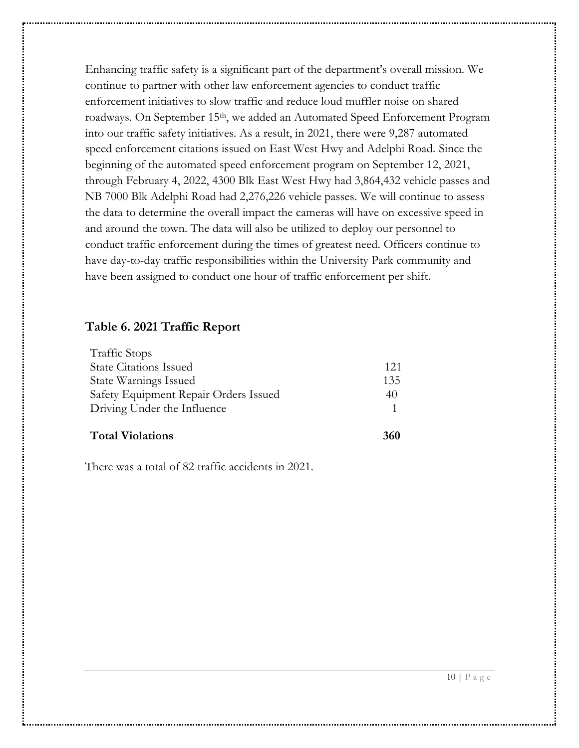Enhancing traffic safety is a significant part of the department's overall mission. We continue to partner with other law enforcement agencies to conduct traffic enforcement initiatives to slow traffic and reduce loud muffler noise on shared roadways. On September 15th, we added an Automated Speed Enforcement Program into our traffic safety initiatives. As a result, in 2021, there were 9,287 automated speed enforcement citations issued on East West Hwy and Adelphi Road. Since the beginning of the automated speed enforcement program on September 12, 2021, through February 4, 2022, 4300 Blk East West Hwy had 3,864,432 vehicle passes and NB 7000 Blk Adelphi Road had 2,276,226 vehicle passes. We will continue to assess the data to determine the overall impact the cameras will have on excessive speed in and around the town. The data will also be utilized to deploy our personnel to conduct traffic enforcement during the times of greatest need. Officers continue to have day-to-day traffic responsibilities within the University Park community and have been assigned to conduct one hour of traffic enforcement per shift.

## Table 6. 2021 Traffic Report

| Traffic Stops | |
|---|---|
| State Citations Issued | 121 |
| State Warnings Issued | 135 |
| Safety Equipment Repair Orders Issued | 40 |
| Driving Under the Influence | 1 |
| **Total Violations** | **360** |

There was a total of 82 traffic accidents in 2021.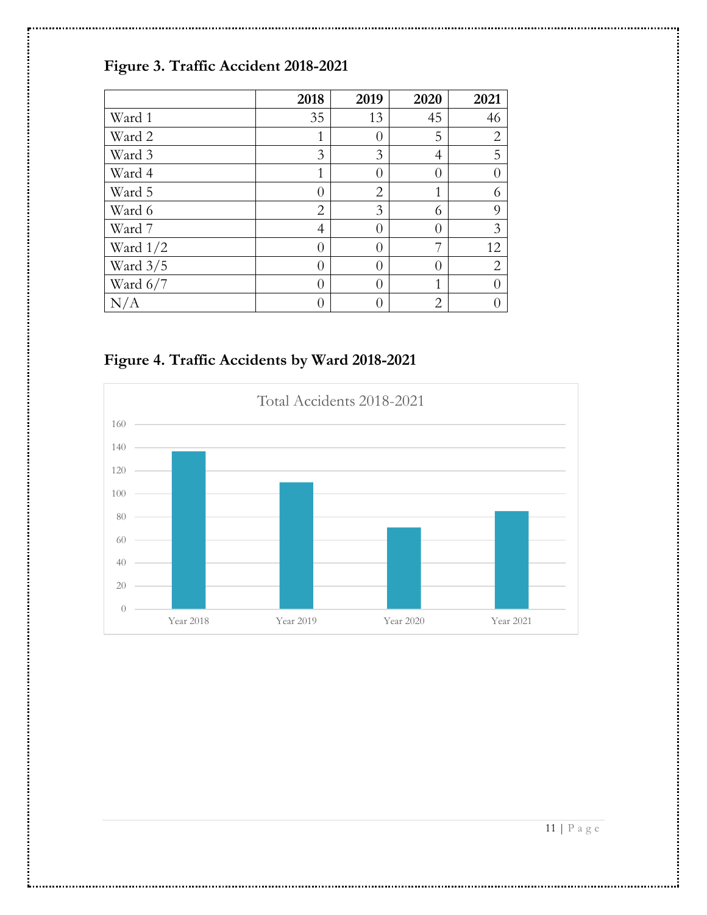**Figure 3. Traffic Accident 2018-2021**

| | 2018 | 2019 | 2020 | 2021 |
|---|---|---|---|---|
| Ward 1 | 35 | 13 | 45 | 46 |
| Ward 2 | 1 | 0 | 5 | 2 |
| Ward 3 | 3 | 3 | 4 | 5 |
| Ward 4 | 1 | 0 | 0 | 0 |
| Ward 5 | 0 | 2 | 1 | 6 |
| Ward 6 | 2 | 3 | 6 | 9 |
| Ward 7 | 4 | 0 | 0 | 3 |
| Ward 1/2 | 0 | 0 | 7 | 12 |
| Ward 3/5 | 0 | 0 | 0 | 2 |
| Ward 6/7 | 0 | 0 | 1 | 0 |
| N/A | 0 | 0 | 2 | 0 |

**Figure 4. Traffic Accidents by Ward 2018-2021**

Total Accidents 2018-2021

| | Year 2018 | Year 2019 | Year 2020 | Year 2021 |
|---|---|---|---|---|
| Total Accidents | ~137 | ~110 | ~71 | ~85 |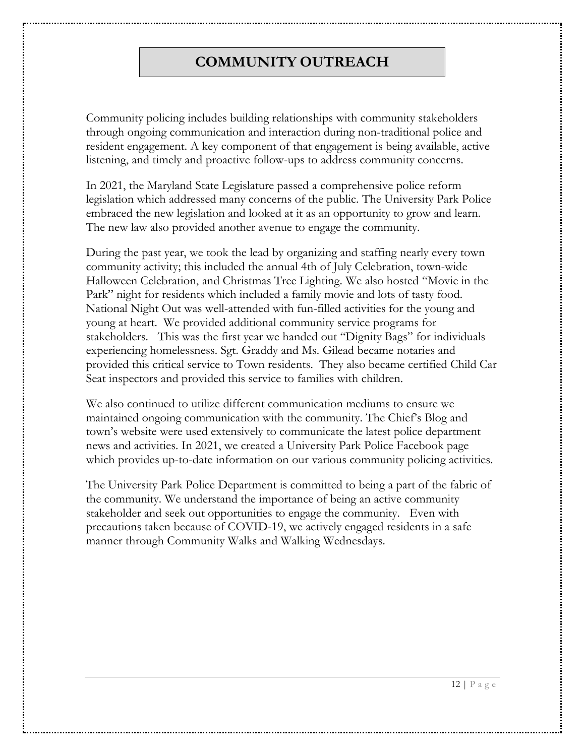# COMMUNITY OUTREACH

Community policing includes building relationships with community stakeholders through ongoing communication and interaction during non-traditional police and resident engagement. A key component of that engagement is being available, active listening, and timely and proactive follow-ups to address community concerns.

In 2021, the Maryland State Legislature passed a comprehensive police reform legislation which addressed many concerns of the public. The University Park Police embraced the new legislation and looked at it as an opportunity to grow and learn. The new law also provided another avenue to engage the community.

During the past year, we took the lead by organizing and staffing nearly every town community activity; this included the annual 4th of July Celebration, town-wide Halloween Celebration, and Christmas Tree Lighting. We also hosted "Movie in the Park" night for residents which included a family movie and lots of tasty food. National Night Out was well-attended with fun-filled activities for the young and young at heart. We provided additional community service programs for stakeholders. This was the first year we handed out "Dignity Bags" for individuals experiencing homelessness. Sgt. Graddy and Ms. Gilead became notaries and provided this critical service to Town residents. They also became certified Child Car Seat inspectors and provided this service to families with children.

We also continued to utilize different communication mediums to ensure we maintained ongoing communication with the community. The Chief's Blog and town's website were used extensively to communicate the latest police department news and activities. In 2021, we created a University Park Police Facebook page which provides up-to-date information on our various community policing activities.

The University Park Police Department is committed to being a part of the fabric of the community. We understand the importance of being an active community stakeholder and seek out opportunities to engage the community. Even with precautions taken because of COVID-19, we actively engaged residents in a safe manner through Community Walks and Walking Wednesdays.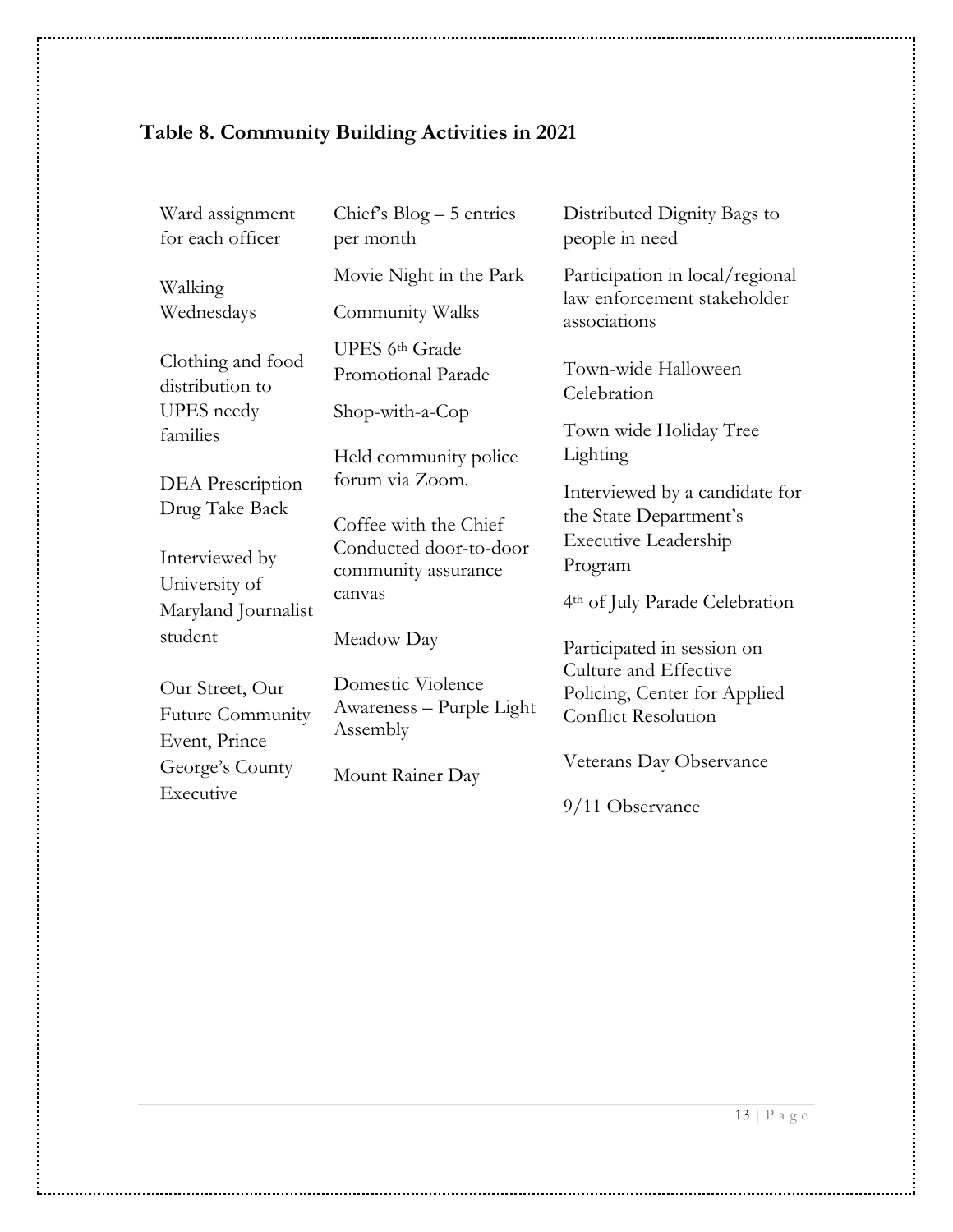**Table 8. Community Building Activities in 2021**

- Ward assignment for each officer
- Walking Wednesdays
- Clothing and food distribution to UPES needy families
- DEA Prescription Drug Take Back
- Interviewed by University of Maryland Journalist student
- Our Street, Our Future Community Event, Prince George's County Executive
- Chief's Blog – 5 entries per month
- Movie Night in the Park
- Community Walks
- UPES 6th Grade Promotional Parade
- Shop-with-a-Cop
- Held community police forum via Zoom.
- Coffee with the Chief
- Conducted door-to-door community assurance canvas
- Meadow Day
- Domestic Violence Awareness – Purple Light Assembly
- Mount Rainer Day
- Distributed Dignity Bags to people in need
- Participation in local/regional law enforcement stakeholder associations
- Town-wide Halloween Celebration
- Town wide Holiday Tree Lighting
- Interviewed by a candidate for the State Department's Executive Leadership Program
- 4th of July Parade Celebration
- Participated in session on Culture and Effective Policing, Center for Applied Conflict Resolution
- Veterans Day Observance
- 9/11 Observance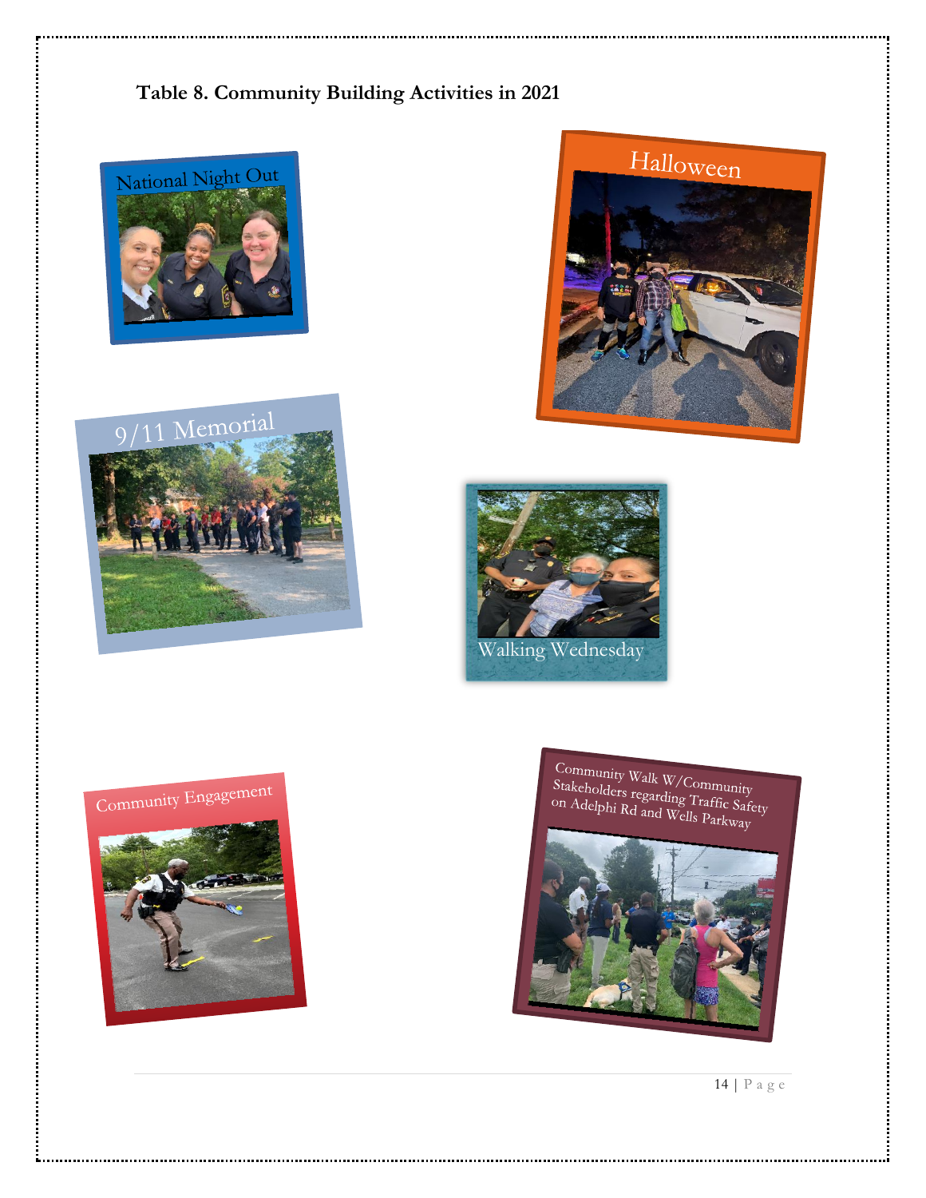**Table 8. Community Building Activities in 2021**

National Night Out

Halloween

9/11 Memorial

Walking Wednesday

Community Engagement

Community Walk W/Community Stakeholders regarding Traffic Safety on Adelphi Rd and Wells Parkway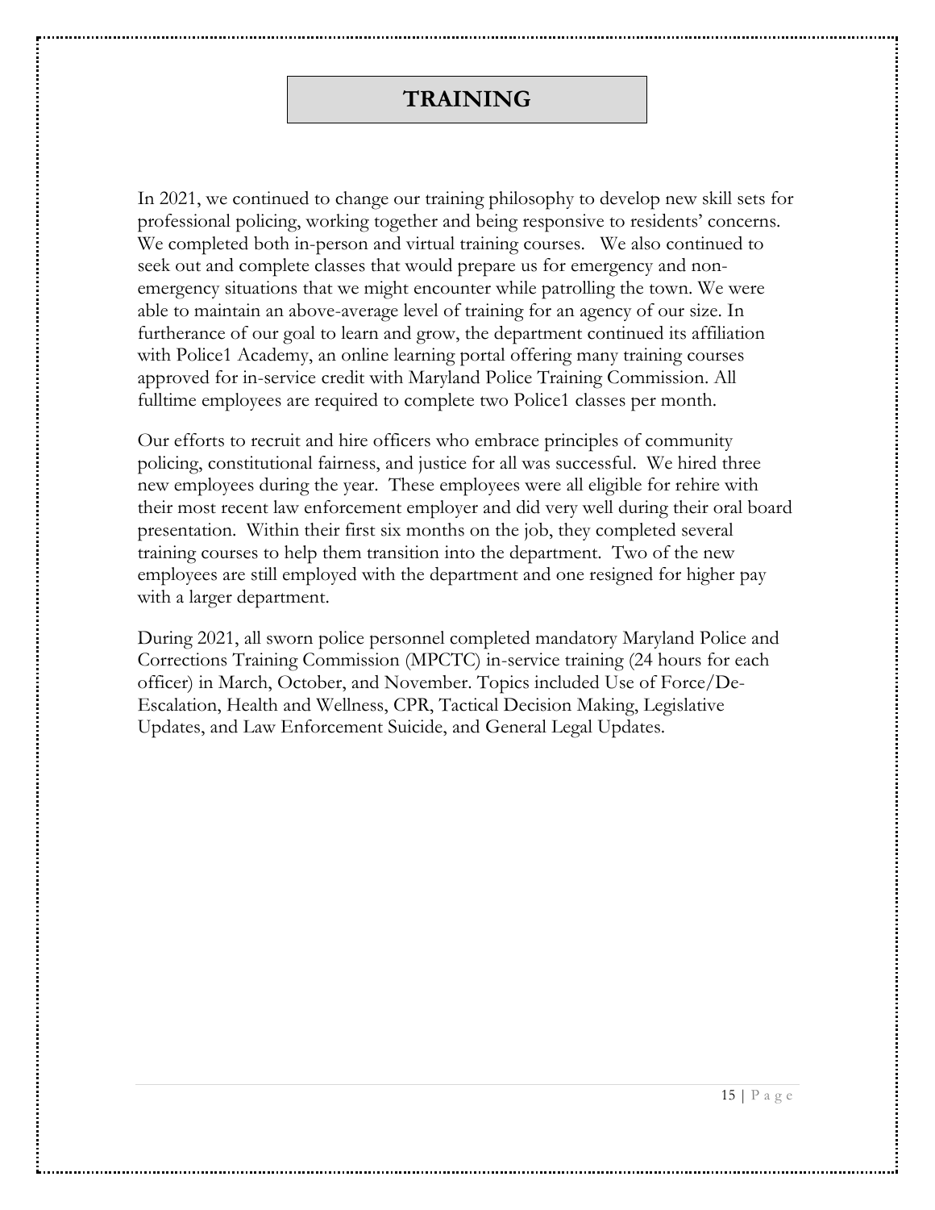# TRAINING

In 2021, we continued to change our training philosophy to develop new skill sets for professional policing, working together and being responsive to residents' concerns. We completed both in-person and virtual training courses. We also continued to seek out and complete classes that would prepare us for emergency and non-emergency situations that we might encounter while patrolling the town. We were able to maintain an above-average level of training for an agency of our size. In furtherance of our goal to learn and grow, the department continued its affiliation with Police1 Academy, an online learning portal offering many training courses approved for in-service credit with Maryland Police Training Commission. All fulltime employees are required to complete two Police1 classes per month.

Our efforts to recruit and hire officers who embrace principles of community policing, constitutional fairness, and justice for all was successful. We hired three new employees during the year. These employees were all eligible for rehire with their most recent law enforcement employer and did very well during their oral board presentation. Within their first six months on the job, they completed several training courses to help them transition into the department. Two of the new employees are still employed with the department and one resigned for higher pay with a larger department.

During 2021, all sworn police personnel completed mandatory Maryland Police and Corrections Training Commission (MPCTC) in-service training (24 hours for each officer) in March, October, and November. Topics included Use of Force/De-Escalation, Health and Wellness, CPR, Tactical Decision Making, Legislative Updates, and Law Enforcement Suicide, and General Legal Updates.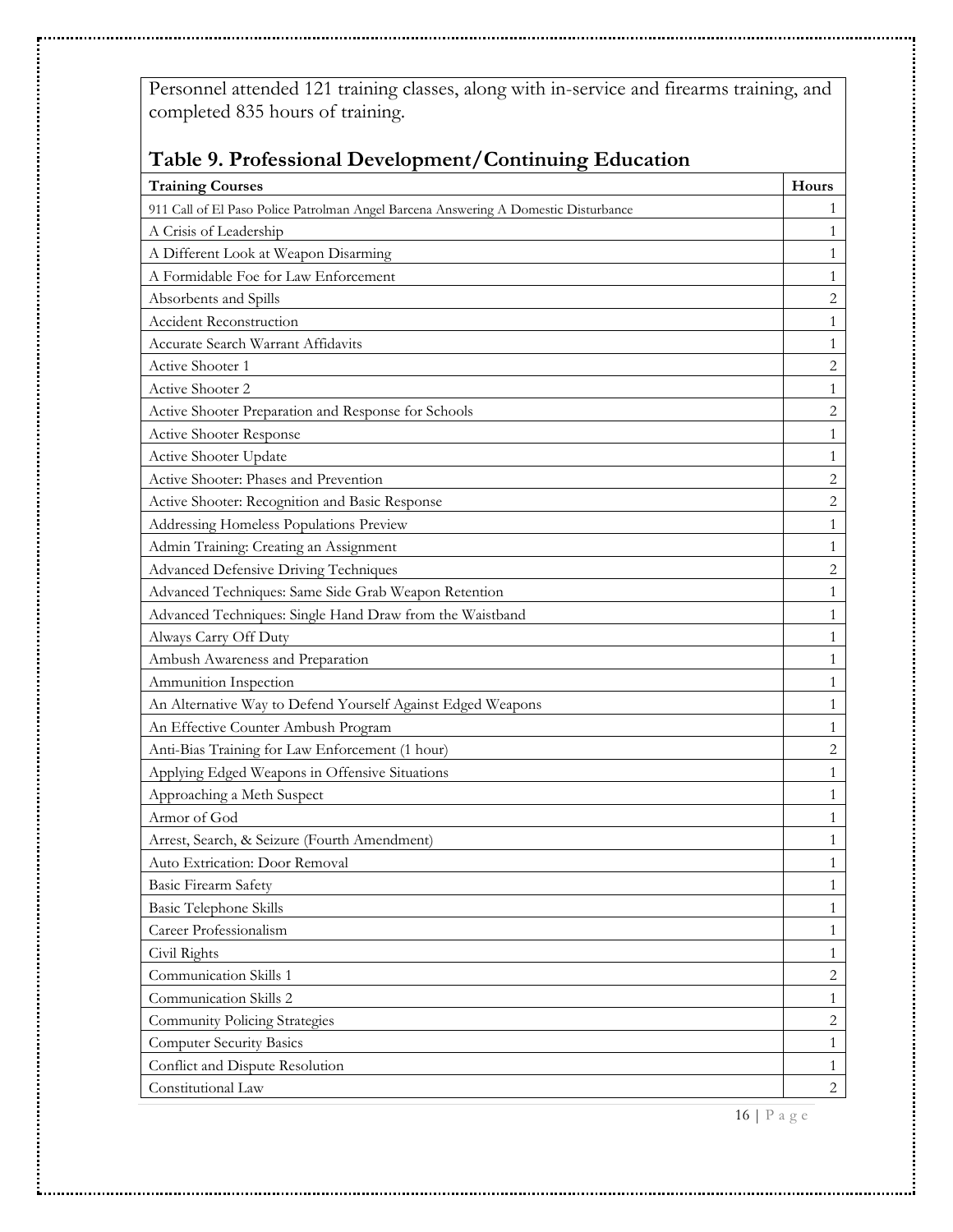Personnel attended 121 training classes, along with in-service and firearms training, and completed 835 hours of training.

## Table 9. Professional Development/Continuing Education

| Training Courses | Hours |
|---|---|
| 911 Call of El Paso Police Patrolman Angel Barcena Answering A Domestic Disturbance | 1 |
| A Crisis of Leadership | 1 |
| A Different Look at Weapon Disarming | 1 |
| A Formidable Foe for Law Enforcement | 1 |
| Absorbents and Spills | 2 |
| Accident Reconstruction | 1 |
| Accurate Search Warrant Affidavits | 1 |
| Active Shooter 1 | 2 |
| Active Shooter 2 | 1 |
| Active Shooter Preparation and Response for Schools | 2 |
| Active Shooter Response | 1 |
| Active Shooter Update | 1 |
| Active Shooter: Phases and Prevention | 2 |
| Active Shooter: Recognition and Basic Response | 2 |
| Addressing Homeless Populations Preview | 1 |
| Admin Training: Creating an Assignment | 1 |
| Advanced Defensive Driving Techniques | 2 |
| Advanced Techniques: Same Side Grab Weapon Retention | 1 |
| Advanced Techniques: Single Hand Draw from the Waistband | 1 |
| Always Carry Off Duty | 1 |
| Ambush Awareness and Preparation | 1 |
| Ammunition Inspection | 1 |
| An Alternative Way to Defend Yourself Against Edged Weapons | 1 |
| An Effective Counter Ambush Program | 1 |
| Anti-Bias Training for Law Enforcement (1 hour) | 2 |
| Applying Edged Weapons in Offensive Situations | 1 |
| Approaching a Meth Suspect | 1 |
| Armor of God | 1 |
| Arrest, Search, & Seizure (Fourth Amendment) | 1 |
| Auto Extrication: Door Removal | 1 |
| Basic Firearm Safety | 1 |
| Basic Telephone Skills | 1 |
| Career Professionalism | 1 |
| Civil Rights | 1 |
| Communication Skills 1 | 2 |
| Communication Skills 2 | 1 |
| Community Policing Strategies | 2 |
| Computer Security Basics | 1 |
| Conflict and Dispute Resolution | 1 |
| Constitutional Law | 2 |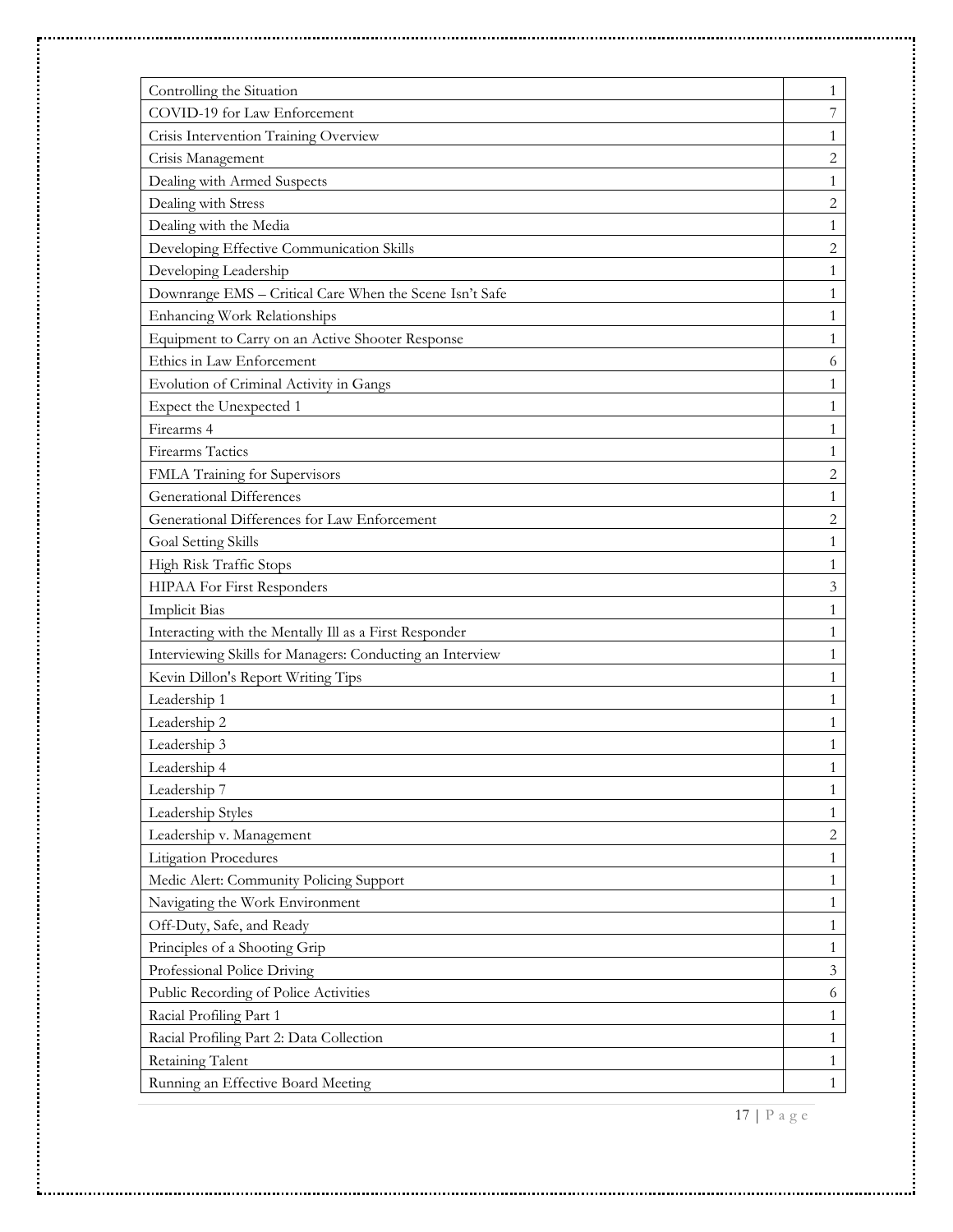| | |
|---|---|
| Controlling the Situation | 1 |
| COVID-19 for Law Enforcement | 7 |
| Crisis Intervention Training Overview | 1 |
| Crisis Management | 2 |
| Dealing with Armed Suspects | 1 |
| Dealing with Stress | 2 |
| Dealing with the Media | 1 |
| Developing Effective Communication Skills | 2 |
| Developing Leadership | 1 |
| Downrange EMS – Critical Care When the Scene Isn't Safe | 1 |
| Enhancing Work Relationships | 1 |
| Equipment to Carry on an Active Shooter Response | 1 |
| Ethics in Law Enforcement | 6 |
| Evolution of Criminal Activity in Gangs | 1 |
| Expect the Unexpected 1 | 1 |
| Firearms 4 | 1 |
| Firearms Tactics | 1 |
| FMLA Training for Supervisors | 2 |
| Generational Differences | 1 |
| Generational Differences for Law Enforcement | 2 |
| Goal Setting Skills | 1 |
| High Risk Traffic Stops | 1 |
| HIPAA For First Responders | 3 |
| Implicit Bias | 1 |
| Interacting with the Mentally Ill as a First Responder | 1 |
| Interviewing Skills for Managers: Conducting an Interview | 1 |
| Kevin Dillon's Report Writing Tips | 1 |
| Leadership 1 | 1 |
| Leadership 2 | 1 |
| Leadership 3 | 1 |
| Leadership 4 | 1 |
| Leadership 7 | 1 |
| Leadership Styles | 1 |
| Leadership v. Management | 2 |
| Litigation Procedures | 1 |
| Medic Alert: Community Policing Support | 1 |
| Navigating the Work Environment | 1 |
| Off-Duty, Safe, and Ready | 1 |
| Principles of a Shooting Grip | 1 |
| Professional Police Driving | 3 |
| Public Recording of Police Activities | 6 |
| Racial Profiling Part 1 | 1 |
| Racial Profiling Part 2: Data Collection | 1 |
| Retaining Talent | 1 |
| Running an Effective Board Meeting | 1 |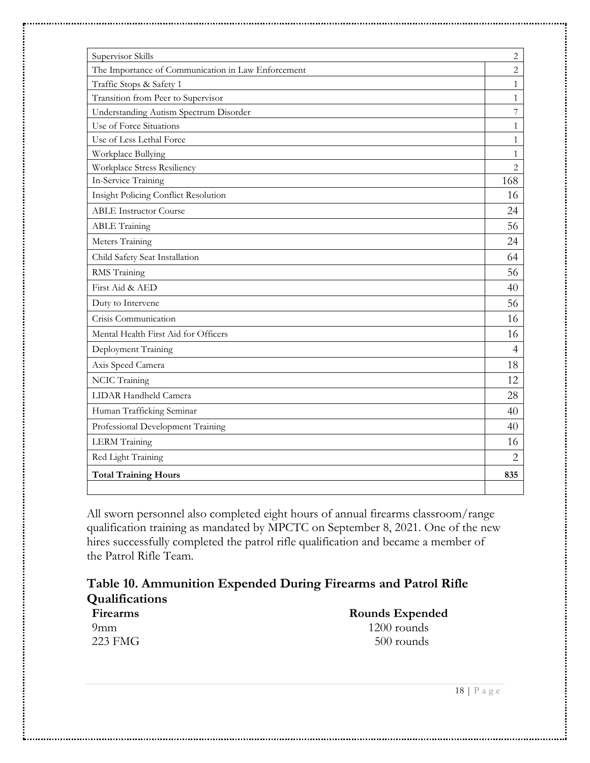| | |
|---|---|
| Supervisor Skills | 2 |
| The Importance of Communication in Law Enforcement | 2 |
| Traffic Stops & Safety 1 | 1 |
| Transition from Peer to Supervisor | 1 |
| Understanding Autism Spectrum Disorder | 7 |
| Use of Force Situations | 1 |
| Use of Less Lethal Force | 1 |
| Workplace Bullying | 1 |
| Workplace Stress Resiliency | 2 |
| In-Service Training | 168 |
| Insight Policing Conflict Resolution | 16 |
| ABLE Instructor Course | 24 |
| ABLE Training | 56 |
| Meters Training | 24 |
| Child Safety Seat Installation | 64 |
| RMS Training | 56 |
| First Aid & AED | 40 |
| Duty to Intervene | 56 |
| Crisis Communication | 16 |
| Mental Health First Aid for Officers | 16 |
| Deployment Training | 4 |
| Axis Speed Camera | 18 |
| NCIC Training | 12 |
| LIDAR Handheld Camera | 28 |
| Human Trafficking Seminar | 40 |
| Professional Development Training | 40 |
| LERM Training | 16 |
| Red Light Training | 2 |
| **Total Training Hours** | **835** |
| | |

All sworn personnel also completed eight hours of annual firearms classroom/range qualification training as mandated by MPCTC on September 8, 2021. One of the new hires successfully completed the patrol rifle qualification and became a member of the Patrol Rifle Team.

## Table 10. Ammunition Expended During Firearms and Patrol Rifle Qualifications

| Firearms | Rounds Expended |
|---|---|
| 9mm | 1200 rounds |
| 223 FMG | 500 rounds |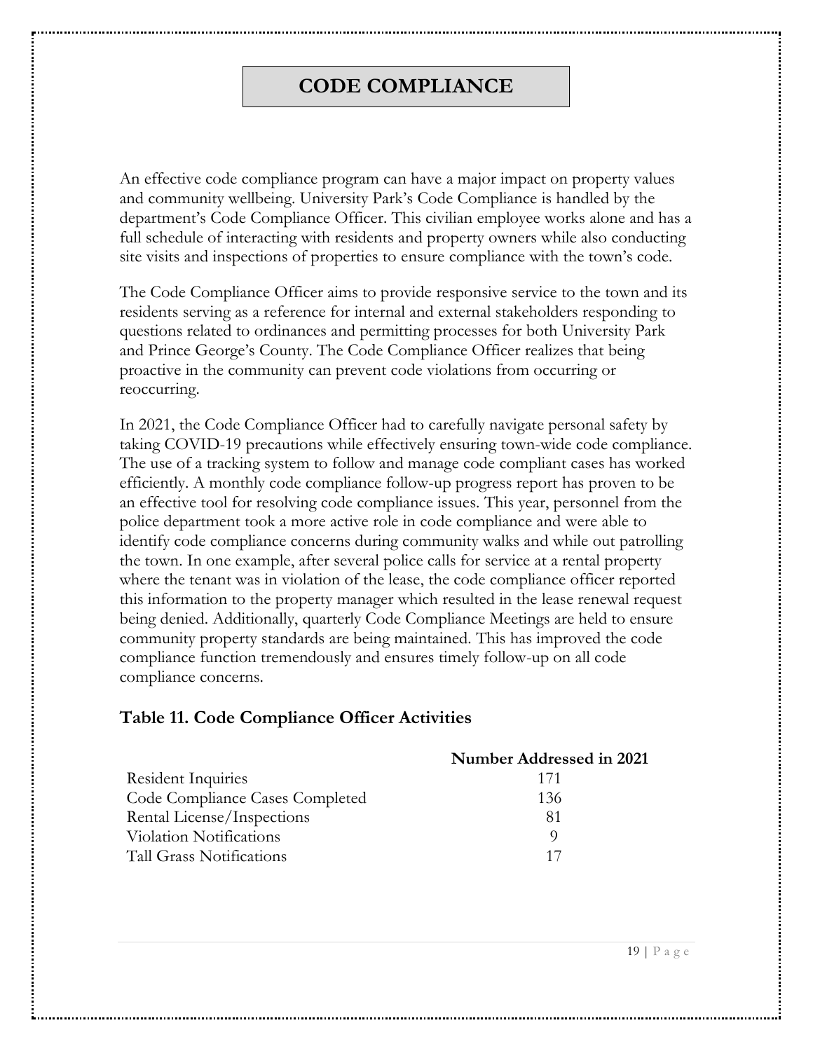# CODE COMPLIANCE

An effective code compliance program can have a major impact on property values and community wellbeing. University Park's Code Compliance is handled by the department's Code Compliance Officer. This civilian employee works alone and has a full schedule of interacting with residents and property owners while also conducting site visits and inspections of properties to ensure compliance with the town's code.

The Code Compliance Officer aims to provide responsive service to the town and its residents serving as a reference for internal and external stakeholders responding to questions related to ordinances and permitting processes for both University Park and Prince George's County. The Code Compliance Officer realizes that being proactive in the community can prevent code violations from occurring or reoccurring.

In 2021, the Code Compliance Officer had to carefully navigate personal safety by taking COVID-19 precautions while effectively ensuring town-wide code compliance. The use of a tracking system to follow and manage code compliant cases has worked efficiently. A monthly code compliance follow-up progress report has proven to be an effective tool for resolving code compliance issues. This year, personnel from the police department took a more active role in code compliance and were able to identify code compliance concerns during community walks and while out patrolling the town. In one example, after several police calls for service at a rental property where the tenant was in violation of the lease, the code compliance officer reported this information to the property manager which resulted in the lease renewal request being denied. Additionally, quarterly Code Compliance Meetings are held to ensure community property standards are being maintained. This has improved the code compliance function tremendously and ensures timely follow-up on all code compliance concerns.

### Table 11. Code Compliance Officer Activities

| | Number Addressed in 2021 |
|---|---|
| Resident Inquiries | 171 |
| Code Compliance Cases Completed | 136 |
| Rental License/Inspections | 81 |
| Violation Notifications | 9 |
| Tall Grass Notifications | 17 |